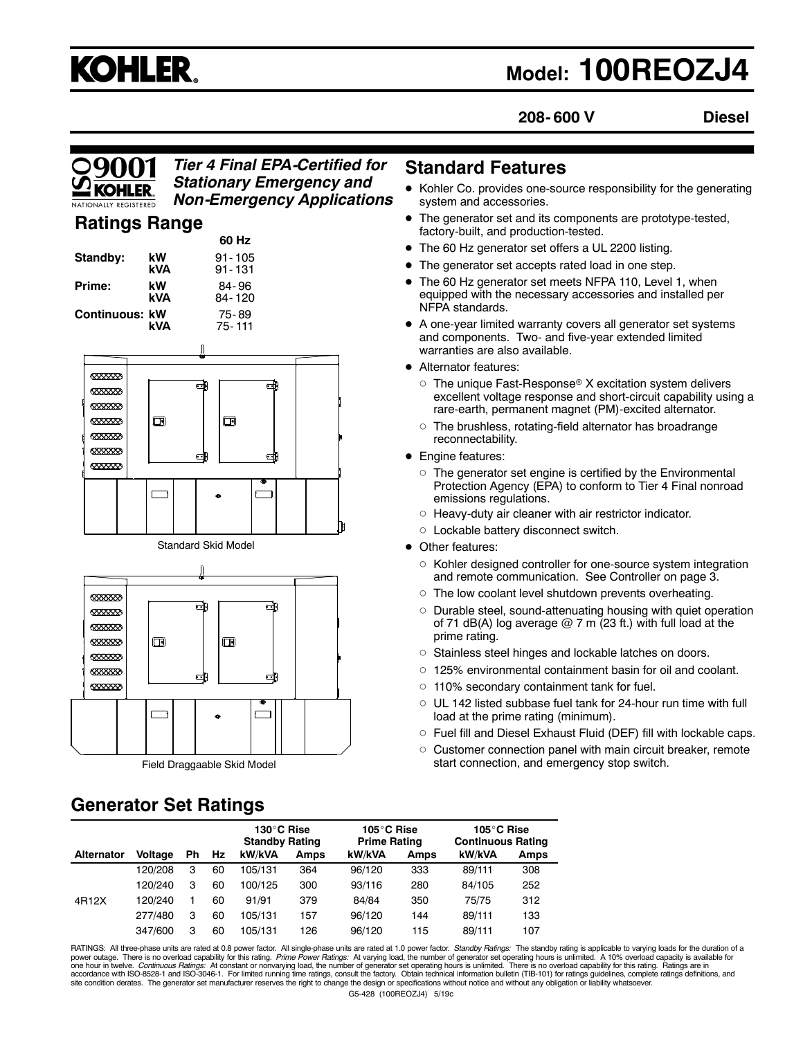# KOHLER

# Model: 100REOZJ4

**208-600 V** **Diesel**

ISO 9001 KOHLER NATIONALLY REGISTERED

***Tier 4 Final EPA-Certified for Stationary Emergency and Non-Emergency Applications***

## Ratings Range

| | | 60 Hz |
|---|---|---|
| **Standby:** | **kW** | 91-105 |
| | **kVA** | 91-131 |
| **Prime:** | **kW** | 84-96 |
| | **kVA** | 84-120 |
| **Continuous:** | **kW** | 75-89 |
| | **kVA** | 75-111 |

Standard Skid Model

Field Draggaable Skid Model

## Standard Features

- Kohler Co. provides one-source responsibility for the generating system and accessories.
- The generator set and its components are prototype-tested, factory-built, and production-tested.
- The 60 Hz generator set offers a UL 2200 listing.
- The generator set accepts rated load in one step.
- The 60 Hz generator set meets NFPA 110, Level 1, when equipped with the necessary accessories and installed per NFPA standards.
- A one-year limited warranty covers all generator set systems and components. Two- and five-year extended limited warranties are also available.
- Alternator features:
  - The unique Fast-Response® X excitation system delivers excellent voltage response and short-circuit capability using a rare-earth, permanent magnet (PM)-excited alternator.
  - The brushless, rotating-field alternator has broadrange reconnectability.
- Engine features:
  - The generator set engine is certified by the Environmental Protection Agency (EPA) to conform to Tier 4 Final nonroad emissions regulations.
  - Heavy-duty air cleaner with air restrictor indicator.
  - Lockable battery disconnect switch.
- Other features:
  - Kohler designed controller for one-source system integration and remote communication. See Controller on page 3.
  - The low coolant level shutdown prevents overheating.
  - Durable steel, sound-attenuating housing with quiet operation of 71 dB(A) log average @ 7 m (23 ft.) with full load at the prime rating.
  - Stainless steel hinges and lockable latches on doors.
  - 125% environmental containment basin for oil and coolant.
  - 110% secondary containment tank for fuel.
  - UL 142 listed subbase fuel tank for 24-hour run time with full load at the prime rating (minimum).
  - Fuel fill and Diesel Exhaust Fluid (DEF) fill with lockable caps.
  - Customer connection panel with main circuit breaker, remote start connection, and emergency stop switch.

## Generator Set Ratings

| | | | | 130°C Rise Standby Rating | | 105°C Rise Prime Rating | | 105°C Rise Continuous Rating | |
|---|---|---|---|---|---|---|---|---|---|
| **Alternator** | **Voltage** | **Ph** | **Hz** | **kW/kVA** | **Amps** | **kW/kVA** | **Amps** | **kW/kVA** | **Amps** |
| 4R12X | 120/208 | 3 | 60 | 105/131 | 364 | 96/120 | 333 | 89/111 | 308 |
| | 120/240 | 3 | 60 | 100/125 | 300 | 93/116 | 280 | 84/105 | 252 |
| | 120/240 | 1 | 60 | 91/91 | 379 | 84/84 | 350 | 75/75 | 312 |
| | 277/480 | 3 | 60 | 105/131 | 157 | 96/120 | 144 | 89/111 | 133 |
| | 347/600 | 3 | 60 | 105/131 | 126 | 96/120 | 115 | 89/111 | 107 |

RATINGS: All three-phase units are rated at 0.8 power factor. All single-phase units are rated at 1.0 power factor. *Standby Ratings:* The standby rating is applicable to varying loads for the duration of a power outage. There is no overload capability for this rating. *Prime Power Ratings:* At varying load, the number of generator set operating hours is unlimited. A 10% overload capacity is available for one hour in twelve. *Continuous Ratings:* At constant or nonvarying load, the number of generator set operating hours is unlimited. There is no overload capability for this rating. Ratings are in accordance with ISO-8528-1 and ISO-3046-1. For limited running time ratings, consult the factory. Obtain technical information bulletin (TIB-101) for ratings guidelines, complete ratings definitions, and site condition derates. The generator set manufacturer reserves the right to change the design or specifications without notice and without any obligation or liability whatsoever.

G5-428 (100REOZJ4) 5/19c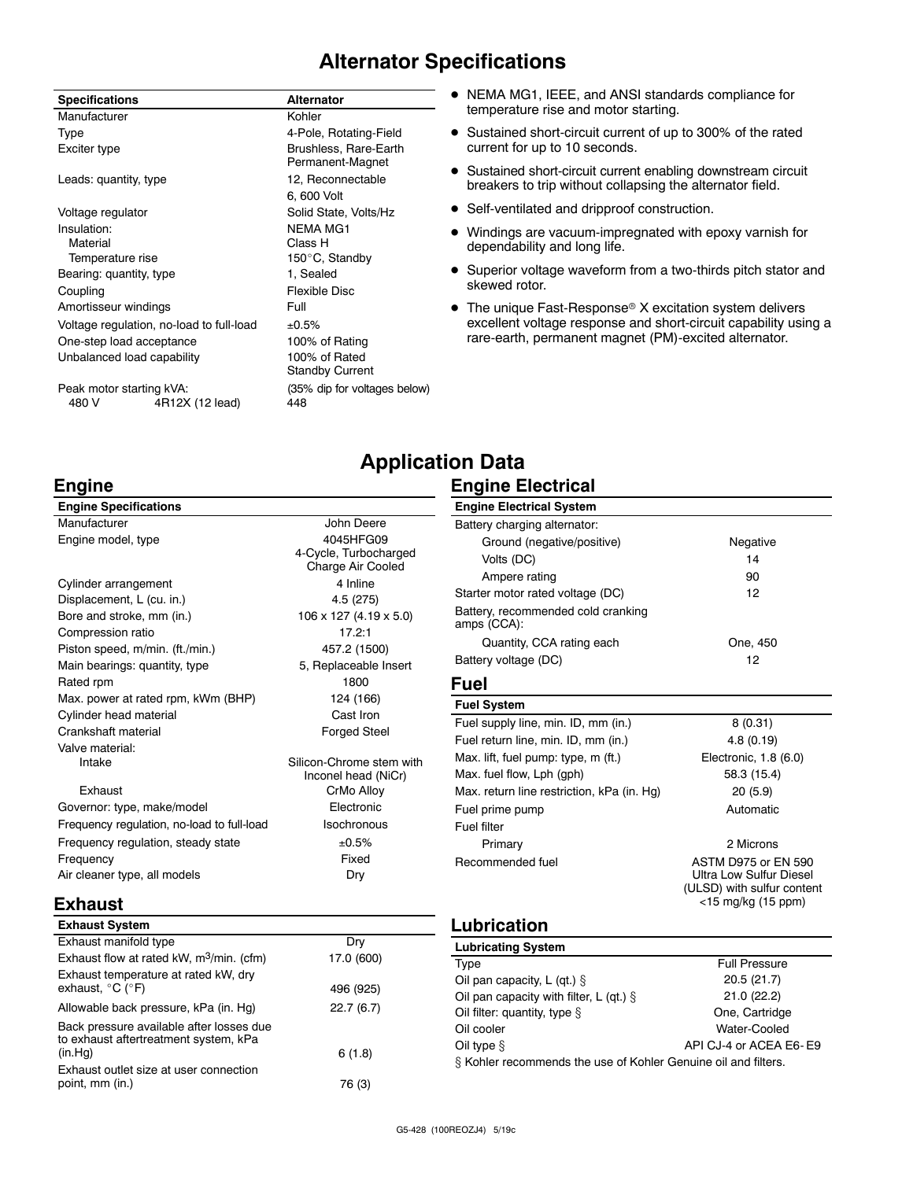# Alternator Specifications

| Specifications | Alternator |
|---|---|
| Manufacturer | Kohler |
| Type | 4-Pole, Rotating-Field |
| Exciter type | Brushless, Rare-Earth Permanent-Magnet |
| Leads: quantity, type | 12, Reconnectable<br>6, 600 Volt |
| Voltage regulator | Solid State, Volts/Hz |
| Insulation: | NEMA MG1 |
| Material | Class H |
| Temperature rise | 150°C, Standby |
| Bearing: quantity, type | 1, Sealed |
| Coupling | Flexible Disc |
| Amortisseur windings | Full |
| Voltage regulation, no-load to full-load | ±0.5% |
| One-step load acceptance | 100% of Rating |
| Unbalanced load capability | 100% of Rated Standby Current |
| Peak motor starting kVA: | (35% dip for voltages below) |
| 480 V 4R12X (12 lead) | 448 |

- NEMA MG1, IEEE, and ANSI standards compliance for temperature rise and motor starting.
- Sustained short-circuit current of up to 300% of the rated current for up to 10 seconds.
- Sustained short-circuit current enabling downstream circuit breakers to trip without collapsing the alternator field.
- Self-ventilated and dripproof construction.
- Windings are vacuum-impregnated with epoxy varnish for dependability and long life.
- Superior voltage waveform from a two-thirds pitch stator and skewed rotor.
- The unique Fast-Response® X excitation system delivers excellent voltage response and short-circuit capability using a rare-earth, permanent magnet (PM)-excited alternator.

# Application Data

## Engine

| Engine Specifications | |
|---|---|
| Manufacturer | John Deere |
| Engine model, type | 4045HFG09<br>4-Cycle, Turbocharged<br>Charge Air Cooled |
| Cylinder arrangement | 4 Inline |
| Displacement, L (cu. in.) | 4.5 (275) |
| Bore and stroke, mm (in.) | 106 x 127 (4.19 x 5.0) |
| Compression ratio | 17.2:1 |
| Piston speed, m/min. (ft./min.) | 457.2 (1500) |
| Main bearings: quantity, type | 5, Replaceable Insert |
| Rated rpm | 1800 |
| Max. power at rated rpm, kWm (BHP) | 124 (166) |
| Cylinder head material | Cast Iron |
| Crankshaft material | Forged Steel |
| Valve material: | |
| Intake | Silicon-Chrome stem with Inconel head (NiCr) |
| Exhaust | CrMo Alloy |
| Governor: type, make/model | Electronic |
| Frequency regulation, no-load to full-load | Isochronous |
| Frequency regulation, steady state | ±0.5% |
| Frequency | Fixed |
| Air cleaner type, all models | Dry |

## Exhaust

| Exhaust System | |
|---|---|
| Exhaust manifold type | Dry |
| Exhaust flow at rated kW, $m^3$/min. (cfm) | 17.0 (600) |
| Exhaust temperature at rated kW, dry exhaust, °C (°F) | 496 (925) |
| Allowable back pressure, kPa (in. Hg) | 22.7 (6.7) |
| Back pressure available after losses due to exhaust aftertreatment system, kPa (in.Hg) | 6 (1.8) |
| Exhaust outlet size at user connection point, mm (in.) | 76 (3) |

## Engine Electrical

| Engine Electrical System | |
|---|---|
| Battery charging alternator: | |
| Ground (negative/positive) | Negative |
| Volts (DC) | 14 |
| Ampere rating | 90 |
| Starter motor rated voltage (DC) | 12 |
| Battery, recommended cold cranking amps (CCA): | |
| Quantity, CCA rating each | One, 450 |
| Battery voltage (DC) | 12 |

## Fuel

| Fuel System | |
|---|---|
| Fuel supply line, min. ID, mm (in.) | 8 (0.31) |
| Fuel return line, min. ID, mm (in.) | 4.8 (0.19) |
| Max. lift, fuel pump: type, m (ft.) | Electronic, 1.8 (6.0) |
| Max. fuel flow, Lph (gph) | 58.3 (15.4) |
| Max. return line restriction, kPa (in. Hg) | 20 (5.9) |
| Fuel prime pump | Automatic |
| Fuel filter | |
| Primary | 2 Microns |
| Recommended fuel | ASTM D975 or EN 590 Ultra Low Sulfur Diesel (ULSD) with sulfur content <15 mg/kg (15 ppm) |

## Lubrication

| Lubricating System | |
|---|---|
| Type | Full Pressure |
| Oil pan capacity, L (qt.) § | 20.5 (21.7) |
| Oil pan capacity with filter, L (qt.) § | 21.0 (22.2) |
| Oil filter: quantity, type § | One, Cartridge |
| Oil cooler | Water-Cooled |
| Oil type § | API CJ-4 or ACEA E6- E9 |

§ Kohler recommends the use of Kohler Genuine oil and filters.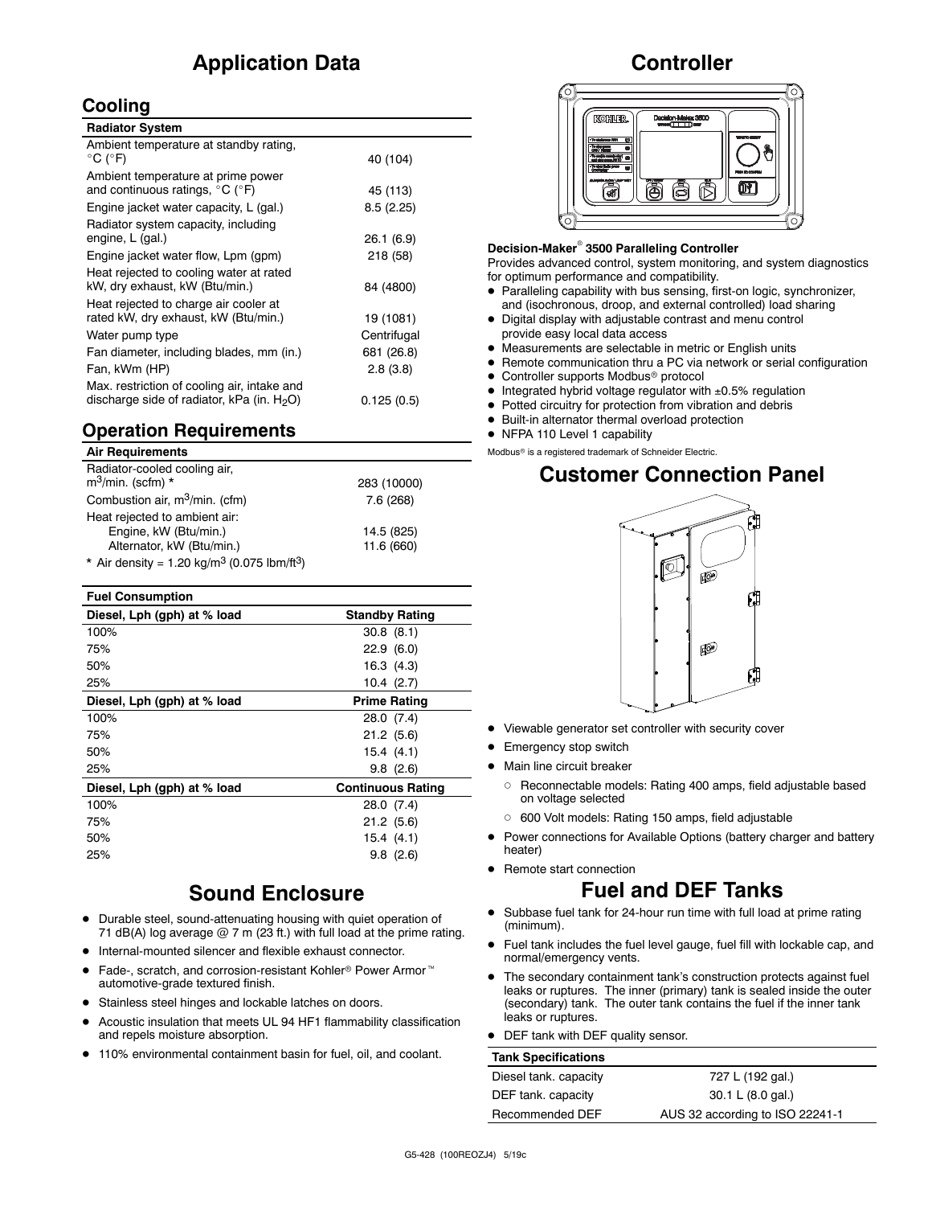## Application Data

### Cooling

| Radiator System | |
|---|---|
| Ambient temperature at standby rating, °C (°F) | 40 (104) |
| Ambient temperature at prime power and continuous ratings, °C (°F) | 45 (113) |
| Engine jacket water capacity, L (gal.) | 8.5 (2.25) |
| Radiator system capacity, including engine, L (gal.) | 26.1 (6.9) |
| Engine jacket water flow, Lpm (gpm) | 218 (58) |
| Heat rejected to cooling water at rated kW, dry exhaust, kW (Btu/min.) | 84 (4800) |
| Heat rejected to charge air cooler at rated kW, dry exhaust, kW (Btu/min.) | 19 (1081) |
| Water pump type | Centrifugal |
| Fan diameter, including blades, mm (in.) | 681 (26.8) |
| Fan, kWm (HP) | 2.8 (3.8) |
| Max. restriction of cooling air, intake and discharge side of radiator, kPa (in. $H_2O$) | 0.125 (0.5) |

### Operation Requirements

| Air Requirements | |
|---|---|
| Radiator-cooled cooling air, $m^3$/min. (scfm) * | 283 (10000) |
| Combustion air, $m^3$/min. (cfm) | 7.6 (268) |
| Heat rejected to ambient air: | |
| Engine, kW (Btu/min.) | 14.5 (825) |
| Alternator, kW (Btu/min.) | 11.6 (660) |

* Air density = 1.20 kg/$m^3$ (0.075 lbm/$ft^3$)

| Fuel Consumption | |
|---|---|
| **Diesel, Lph (gph) at % load** | **Standby Rating** |
| 100% | 30.8 (8.1) |
| 75% | 22.9 (6.0) |
| 50% | 16.3 (4.3) |
| 25% | 10.4 (2.7) |
| **Diesel, Lph (gph) at % load** | **Prime Rating** |
| 100% | 28.0 (7.4) |
| 75% | 21.2 (5.6) |
| 50% | 15.4 (4.1) |
| 25% | 9.8 (2.6) |
| **Diesel, Lph (gph) at % load** | **Continuous Rating** |
| 100% | 28.0 (7.4) |
| 75% | 21.2 (5.6) |
| 50% | 15.4 (4.1) |
| 25% | 9.8 (2.6) |

## Sound Enclosure

- Durable steel, sound-attenuating housing with quiet operation of 71 dB(A) log average @ 7 m (23 ft.) with full load at the prime rating.
- Internal-mounted silencer and flexible exhaust connector.
- Fade-, scratch, and corrosion-resistant Kohler® Power Armor™ automotive-grade textured finish.
- Stainless steel hinges and lockable latches on doors.
- Acoustic insulation that meets UL 94 HF1 flammability classification and repels moisture absorption.
- 110% environmental containment basin for fuel, oil, and coolant.

## Controller

**Decision-Maker® 3500 Paralleling Controller**

Provides advanced control, system monitoring, and system diagnostics for optimum performance and compatibility.

- Paralleling capability with bus sensing, first-on logic, synchronizer, and (isochronous, droop, and external controlled) load sharing
- Digital display with adjustable contrast and menu control provide easy local data access
- Measurements are selectable in metric or English units
- Remote communication thru a PC via network or serial configuration
- Controller supports Modbus® protocol
- Integrated hybrid voltage regulator with ±0.5% regulation
- Potted circuitry for protection from vibration and debris
- Built-in alternator thermal overload protection
- NFPA 110 Level 1 capability

Modbus® is a registered trademark of Schneider Electric.

## Customer Connection Panel

- Viewable generator set controller with security cover
- Emergency stop switch
- Main line circuit breaker
  - Reconnectable models: Rating 400 amps, field adjustable based on voltage selected
  - 600 Volt models: Rating 150 amps, field adjustable
- Power connections for Available Options (battery charger and battery heater)
- Remote start connection

## Fuel and DEF Tanks

- Subbase fuel tank for 24-hour run time with full load at prime rating (minimum).
- Fuel tank includes the fuel level gauge, fuel fill with lockable cap, and normal/emergency vents.
- The secondary containment tank's construction protects against fuel leaks or ruptures. The inner (primary) tank is sealed inside the outer (secondary) tank. The outer tank contains the fuel if the inner tank leaks or ruptures.
- DEF tank with DEF quality sensor.

| Tank Specifications | |
|---|---|
| Diesel tank. capacity | 727 L (192 gal.) |
| DEF tank. capacity | 30.1 L (8.0 gal.) |
| Recommended DEF | AUS 32 according to ISO 22241-1 |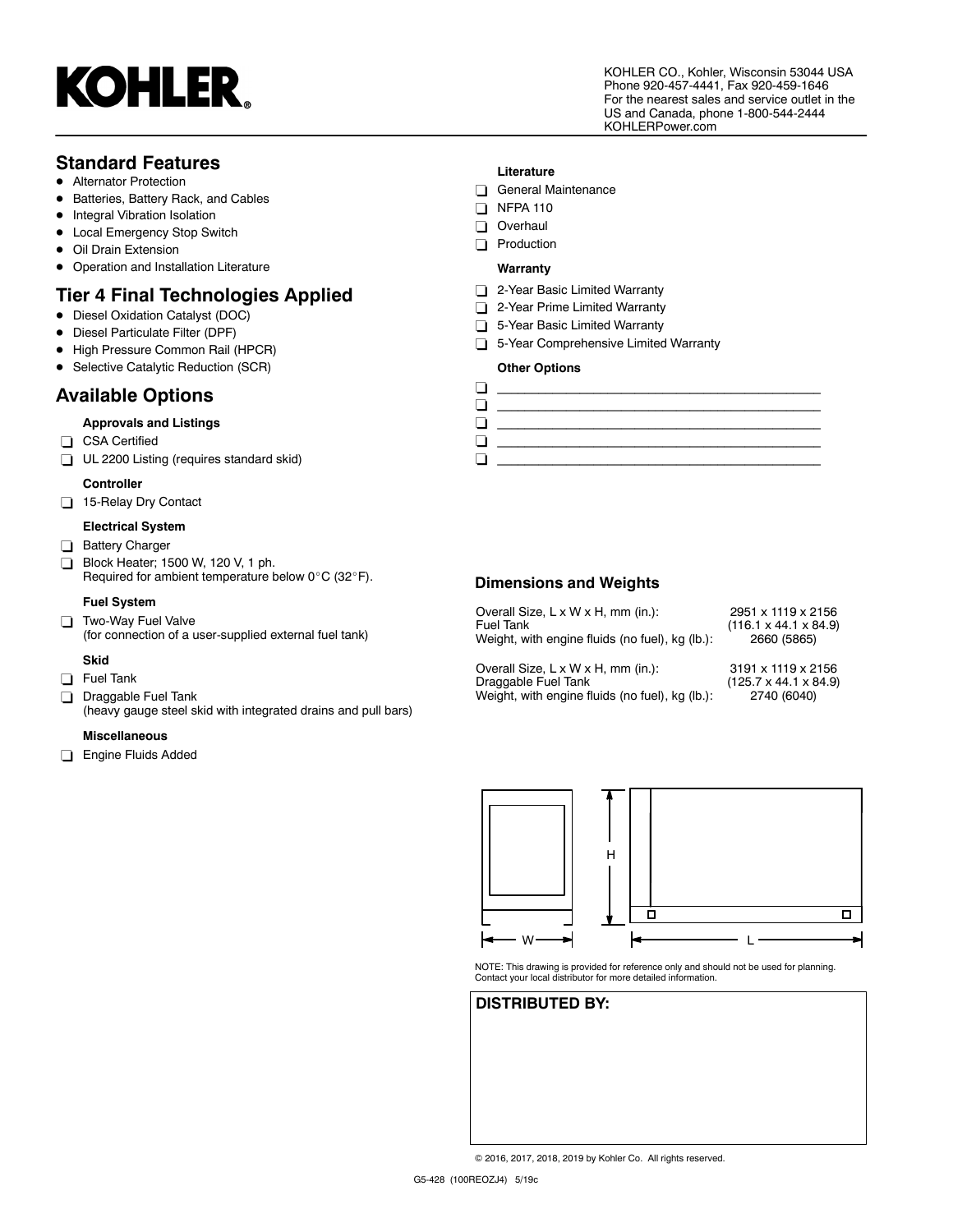KOHLER CO., Kohler, Wisconsin 53044 USA
Phone 920-457-4441, Fax 920-459-1646
For the nearest sales and service outlet in the US and Canada, phone 1-800-544-2444
KOHLERPower.com

## Standard Features

- Alternator Protection
- Batteries, Battery Rack, and Cables
- Integral Vibration Isolation
- Local Emergency Stop Switch
- Oil Drain Extension
- Operation and Installation Literature

## Tier 4 Final Technologies Applied

- Diesel Oxidation Catalyst (DOC)
- Diesel Particulate Filter (DPF)
- High Pressure Common Rail (HPCR)
- Selective Catalytic Reduction (SCR)

## Available Options

### Approvals and Listings

- ❑ CSA Certified
- ❑ UL 2200 Listing (requires standard skid)

### Controller

- ❑ 15-Relay Dry Contact

### Electrical System

- ❑ Battery Charger
- ❑ Block Heater; 1500 W, 120 V, 1 ph.
  Required for ambient temperature below 0°C (32°F).

### Fuel System

- ❑ Two-Way Fuel Valve
  (for connection of a user-supplied external fuel tank)

### Skid

- ❑ Fuel Tank
- ❑ Draggable Fuel Tank
  (heavy gauge steel skid with integrated drains and pull bars)

### Miscellaneous

- ❑ Engine Fluids Added

### Literature

- ❑ General Maintenance
- ❑ NFPA 110
- ❑ Overhaul
- ❑ Production

### Warranty

- ❑ 2-Year Basic Limited Warranty
- ❑ 2-Year Prime Limited Warranty
- ❑ 5-Year Basic Limited Warranty
- ❑ 5-Year Comprehensive Limited Warranty

### Other Options

- ❑ ____________________
- ❑ ____________________
- ❑ ____________________
- ❑ ____________________
- ❑ ____________________

## Dimensions and Weights

| | |
|---|---|
| Overall Size, L x W x H, mm (in.): Fuel Tank | 2951 x 1119 x 2156 (116.1 x 44.1 x 84.9) |
| Weight, with engine fluids (no fuel), kg (lb.): | 2660 (5865) |
| Overall Size, L x W x H, mm (in.): Draggable Fuel Tank | 3191 x 1119 x 2156 (125.7 x 44.1 x 84.9) |
| Weight, with engine fluids (no fuel), kg (lb.): | 2740 (6040) |

H
W
L

NOTE: This drawing is provided for reference only and should not be used for planning. Contact your local distributor for more detailed information.

**DISTRIBUTED BY:**

© 2016, 2017, 2018, 2019 by Kohler Co. All rights reserved.

G5-428 (100REOZJ4) 5/19c